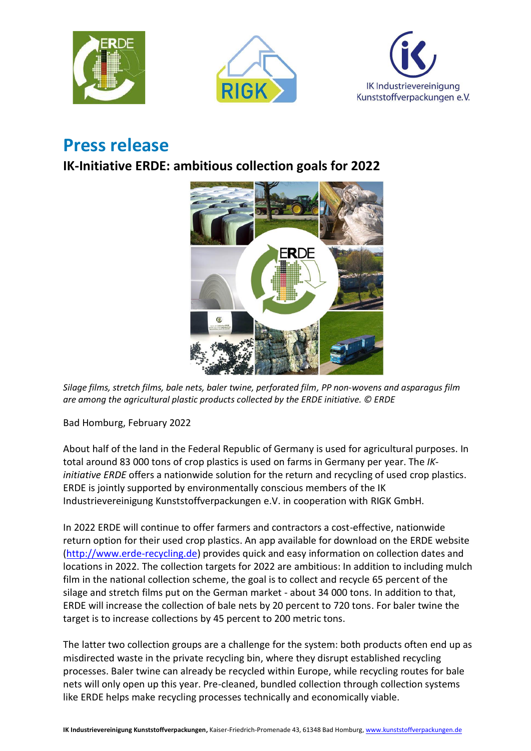# Press release

## IK-Initiative ERDE: ambitious collection goals for 2022

*Silage films, stretch films, bale nets, baler twine, perforated film, PP non-wovens and asparagus film are among the agricultural plastic products collected by the ERDE initiative. © ERDE*

Bad Homburg, February 2022

About half of the land in the Federal Republic of Germany is used for agricultural purposes. In total around 83 000 tons of crop plastics is used on farms in Germany per year. The *IK-initiative ERDE* offers a nationwide solution for the return and recycling of used crop plastics. ERDE is jointly supported by environmentally conscious members of the IK Industrievereinigung Kunststoffverpackungen e.V. in cooperation with RIGK GmbH.

In 2022 ERDE will continue to offer farmers and contractors a cost-effective, nationwide return option for their used crop plastics. An app available for download on the ERDE website (http://www.erde-recycling.de) provides quick and easy information on collection dates and locations in 2022. The collection targets for 2022 are ambitious: In addition to including mulch film in the national collection scheme, the goal is to collect and recycle 65 percent of the silage and stretch films put on the German market - about 34 000 tons. In addition to that, ERDE will increase the collection of bale nets by 20 percent to 720 tons. For baler twine the target is to increase collections by 45 percent to 200 metric tons.

The latter two collection groups are a challenge for the system: both products often end up as misdirected waste in the private recycling bin, where they disrupt established recycling processes. Baler twine can already be recycled within Europe, while recycling routes for bale nets will only open up this year. Pre-cleaned, bundled collection through collection systems like ERDE helps make recycling processes technically and economically viable.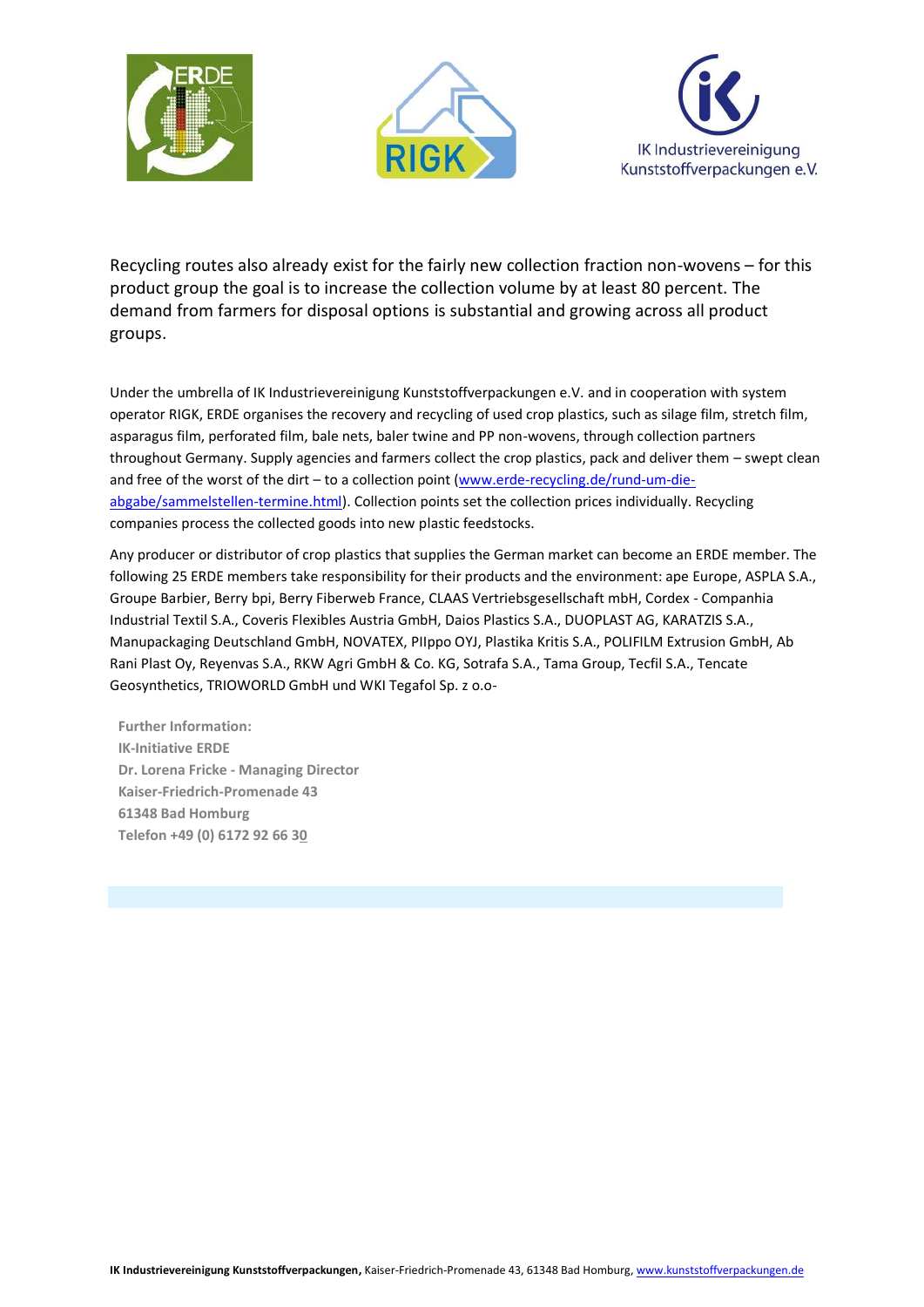Recycling routes also already exist for the fairly new collection fraction non-wovens – for this product group the goal is to increase the collection volume by at least 80 percent. The demand from farmers for disposal options is substantial and growing across all product groups.

Under the umbrella of IK Industrievereinigung Kunststoffverpackungen e.V. and in cooperation with system operator RIGK, ERDE organises the recovery and recycling of used crop plastics, such as silage film, stretch film, asparagus film, perforated film, bale nets, baler twine and PP non-wovens, through collection partners throughout Germany. Supply agencies and farmers collect the crop plastics, pack and deliver them – swept clean and free of the worst of the dirt – to a collection point ([www.erde-recycling.de/rund-um-die-abgabe/sammelstellen-termine.html](www.erde-recycling.de/rund-um-die-abgabe/sammelstellen-termine.html)). Collection points set the collection prices individually. Recycling companies process the collected goods into new plastic feedstocks.

Any producer or distributor of crop plastics that supplies the German market can become an ERDE member. The following 25 ERDE members take responsibility for their products and the environment: ape Europe, ASPLA S.A., Groupe Barbier, Berry bpi, Berry Fiberweb France, CLAAS Vertriebsgesellschaft mbH, Cordex - Companhia Industrial Textil S.A., Coveris Flexibles Austria GmbH, Daios Plastics S.A., DUOPLAST AG, KARATZIS S.A., Manupackaging Deutschland GmbH, NOVATEX, PIlppo OYJ, Plastika Kritis S.A., POLIFILM Extrusion GmbH, Ab Rani Plast Oy, Reyenvas S.A., RKW Agri GmbH & Co. KG, Sotrafa S.A., Tama Group, Tecfil S.A., Tencate Geosynthetics, TRIOWORLD GmbH und WKI Tegafol Sp. z o.o-

**Further Information:**
**IK-Initiative ERDE**
**Dr. Lorena Fricke - Managing Director**
**Kaiser-Friedrich-Promenade 43**
**61348 Bad Homburg**
**Telefon +49 (0) 6172 92 66 30**